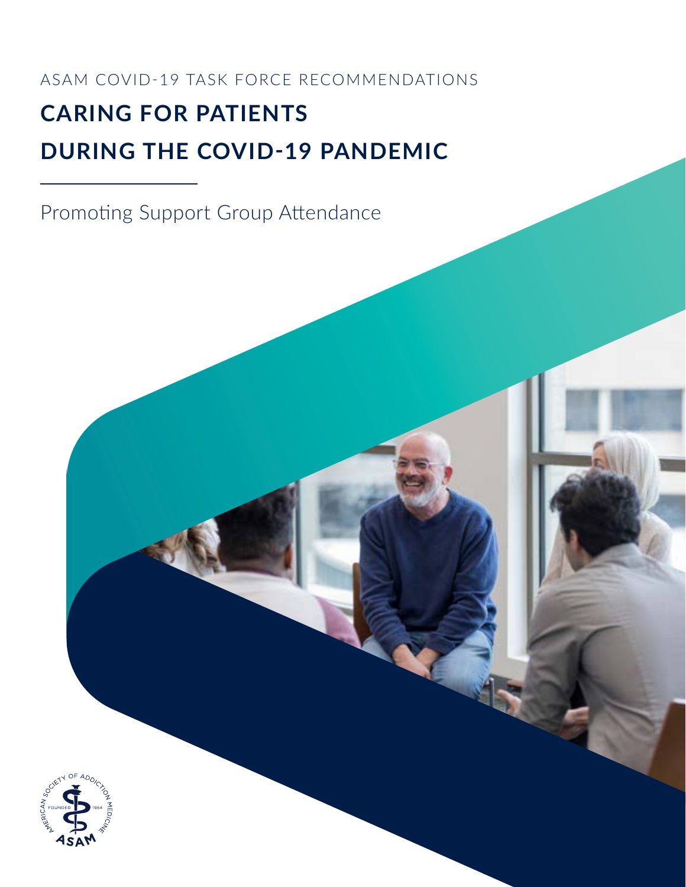ASAM COVID-19 TASK FORCE RECOMMENDATIONS

# CARING FOR PATIENTS DURING THE COVID-19 PANDEMIC

## Promoting Support Group Attendance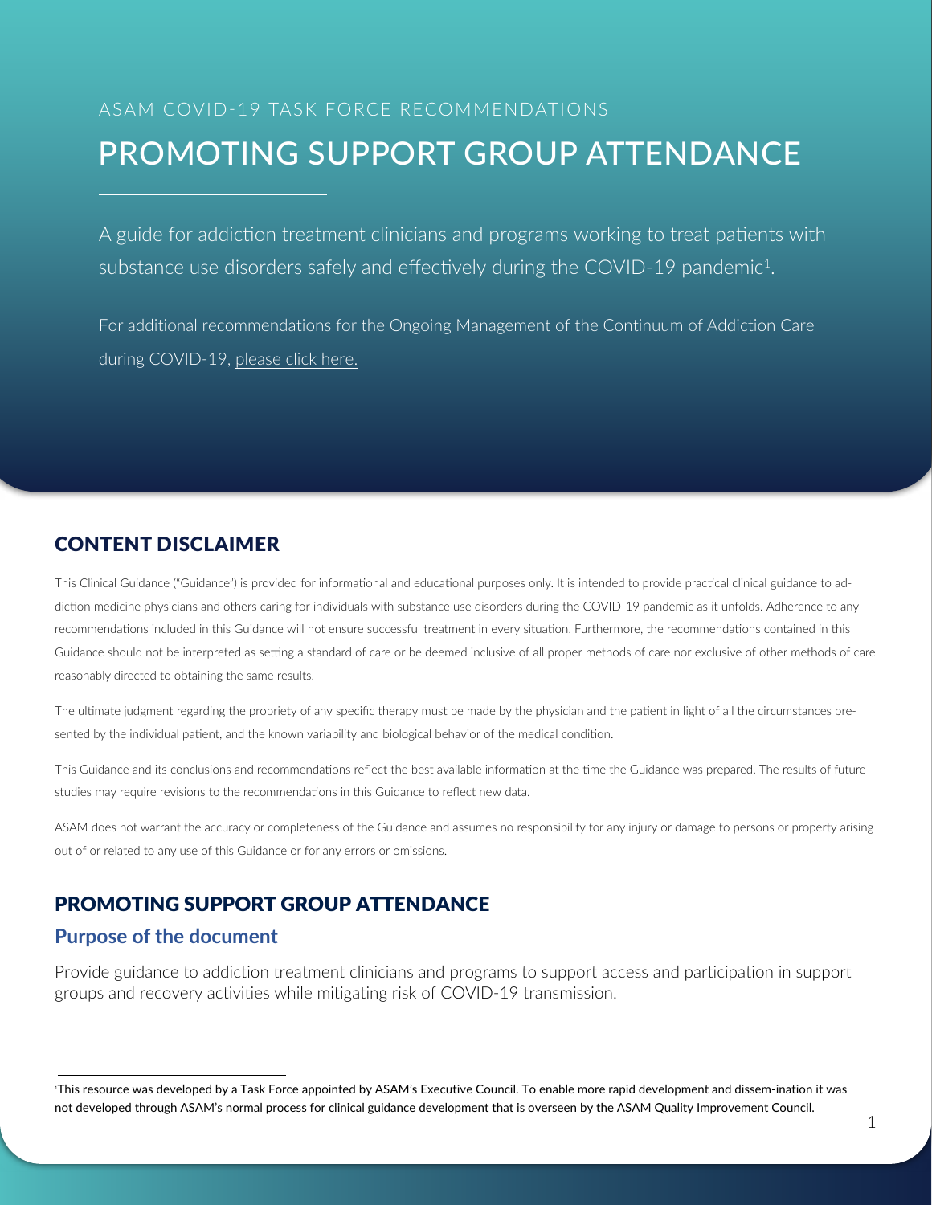ASAM COVID-19 TASK FORCE RECOMMENDATIONS

# PROMOTING SUPPORT GROUP ATTENDANCE

A guide for addiction treatment clinicians and programs working to treat patients with substance use disorders safely and effectively during the COVID-19 pandemic[1].

For additional recommendations for the Ongoing Management of the Continuum of Addiction Care during COVID-19, please click here.

## CONTENT DISCLAIMER

This Clinical Guidance ("Guidance") is provided for informational and educational purposes only. It is intended to provide practical clinical guidance to addiction medicine physicians and others caring for individuals with substance use disorders during the COVID-19 pandemic as it unfolds. Adherence to any recommendations included in this Guidance will not ensure successful treatment in every situation. Furthermore, the recommendations contained in this Guidance should not be interpreted as setting a standard of care or be deemed inclusive of all proper methods of care nor exclusive of other methods of care reasonably directed to obtaining the same results.

The ultimate judgment regarding the propriety of any specific therapy must be made by the physician and the patient in light of all the circumstances presented by the individual patient, and the known variability and biological behavior of the medical condition.

This Guidance and its conclusions and recommendations reflect the best available information at the time the Guidance was prepared. The results of future studies may require revisions to the recommendations in this Guidance to reflect new data.

ASAM does not warrant the accuracy or completeness of the Guidance and assumes no responsibility for any injury or damage to persons or property arising out of or related to any use of this Guidance or for any errors or omissions.

## PROMOTING SUPPORT GROUP ATTENDANCE

### Purpose of the document

Provide guidance to addiction treatment clinicians and programs to support access and participation in support groups and recovery activities while mitigating risk of COVID-19 transmission.

[1] This resource was developed by a Task Force appointed by ASAM's Executive Council. To enable more rapid development and dissem-ination it was not developed through ASAM's normal process for clinical guidance development that is overseen by the ASAM Quality Improvement Council.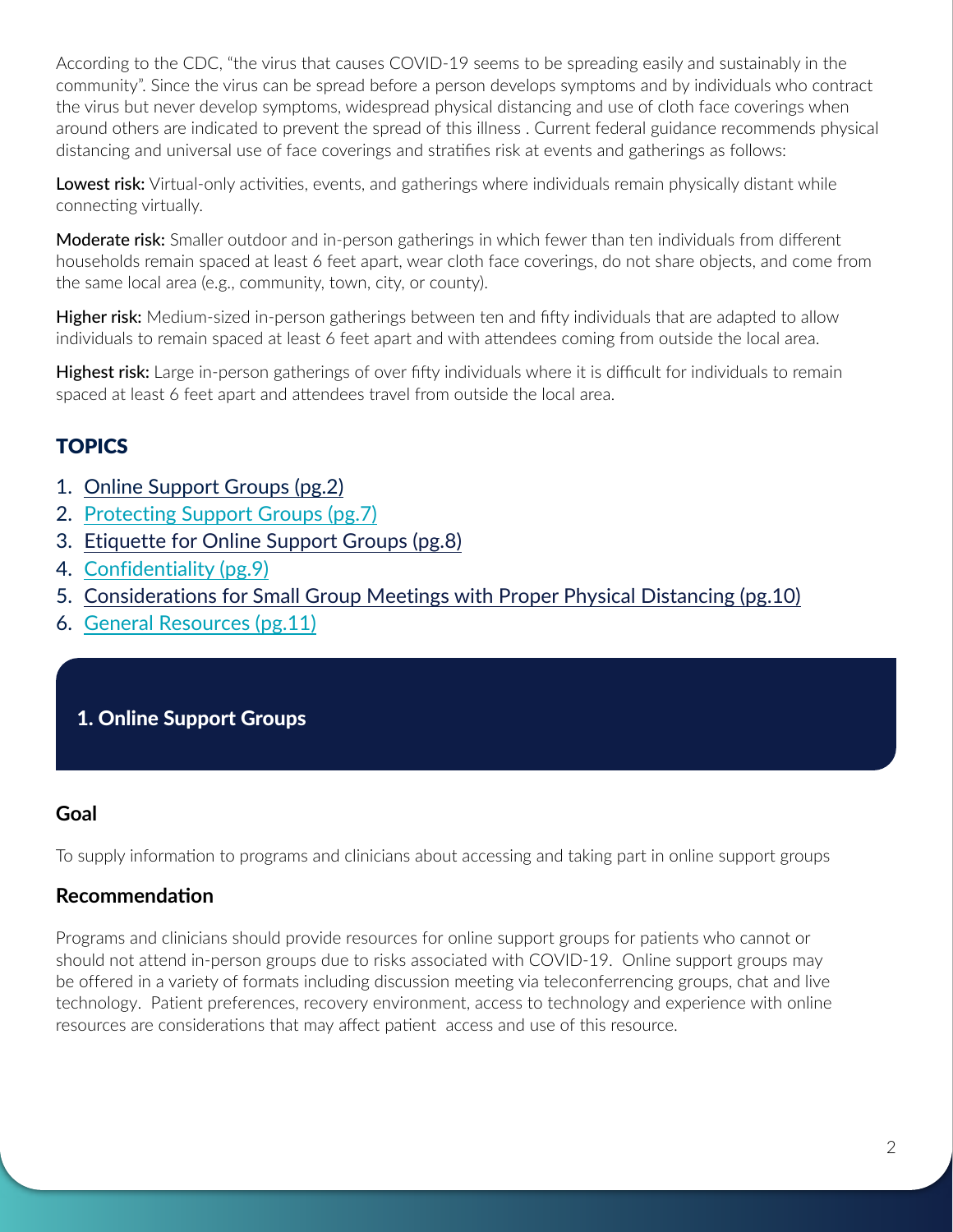According to the CDC, "the virus that causes COVID-19 seems to be spreading easily and sustainably in the community". Since the virus can be spread before a person develops symptoms and by individuals who contract the virus but never develop symptoms, widespread physical distancing and use of cloth face coverings when around others are indicated to prevent the spread of this illness . Current federal guidance recommends physical distancing and universal use of face coverings and stratifies risk at events and gatherings as follows:

**Lowest risk:** Virtual-only activities, events, and gatherings where individuals remain physically distant while connecting virtually.

**Moderate risk:** Smaller outdoor and in-person gatherings in which fewer than ten individuals from different households remain spaced at least 6 feet apart, wear cloth face coverings, do not share objects, and come from the same local area (e.g., community, town, city, or county).

**Higher risk:** Medium-sized in-person gatherings between ten and fifty individuals that are adapted to allow individuals to remain spaced at least 6 feet apart and with attendees coming from outside the local area.

**Highest risk:** Large in-person gatherings of over fifty individuals where it is difficult for individuals to remain spaced at least 6 feet apart and attendees travel from outside the local area.

## TOPICS

1. Online Support Groups (pg.2)
2. Protecting Support Groups (pg.7)
3. Etiquette for Online Support Groups (pg.8)
4. Confidentiality (pg.9)
5. Considerations for Small Group Meetings with Proper Physical Distancing (pg.10)
6. General Resources (pg.11)

## 1. Online Support Groups

### Goal

To supply information to programs and clinicians about accessing and taking part in online support groups

### Recommendation

Programs and clinicians should provide resources for online support groups for patients who cannot or should not attend in-person groups due to risks associated with COVID-19. Online support groups may be offered in a variety of formats including discussion meeting via teleconferrencing groups, chat and live technology. Patient preferences, recovery environment, access to technology and experience with online resources are considerations that may affect patient access and use of this resource.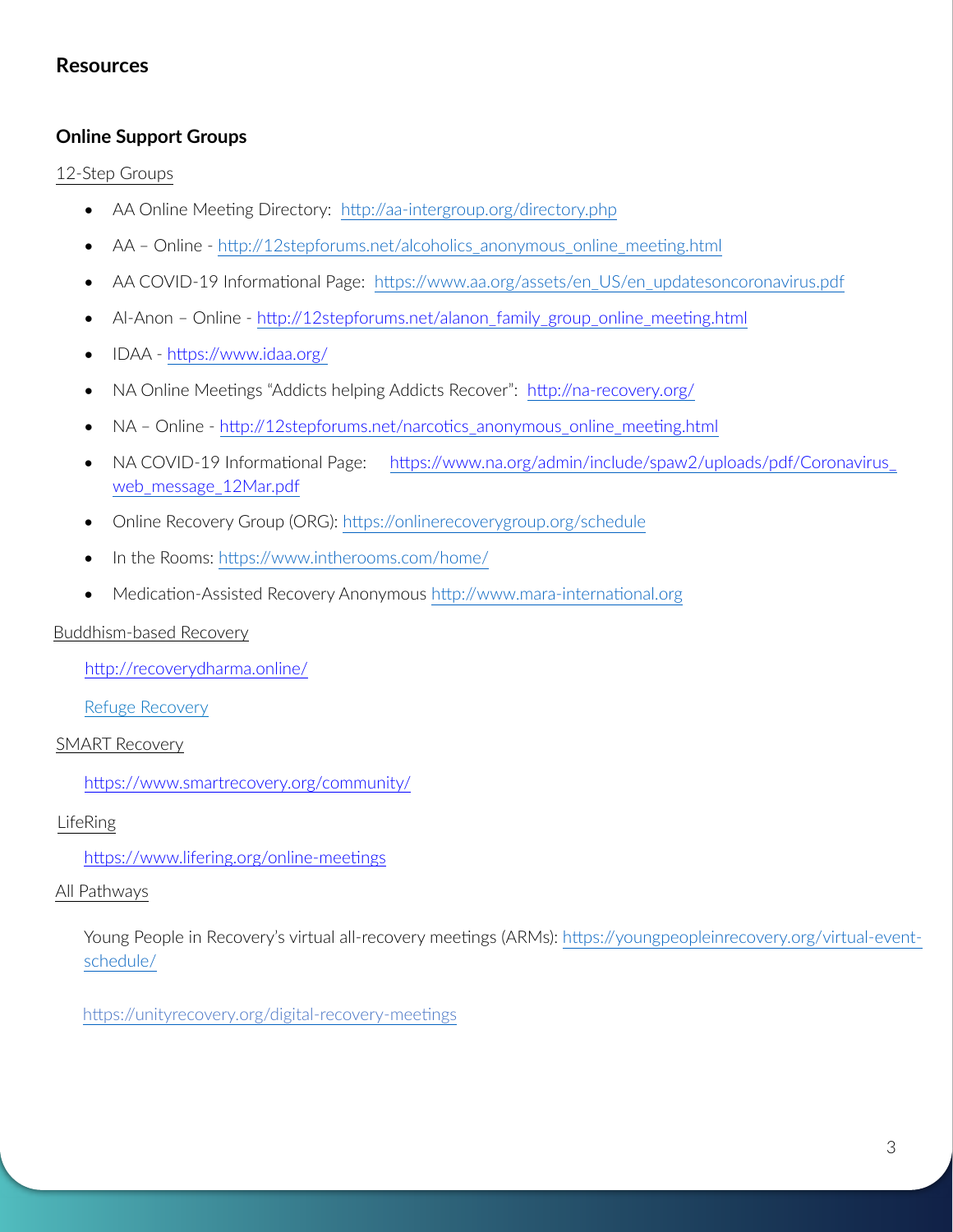## Resources

### Online Support Groups

12-Step Groups

- AA Online Meeting Directory: http://aa-intergroup.org/directory.php
- AA – Online - http://12stepforums.net/alcoholics_anonymous_online_meeting.html
- AA COVID-19 Informational Page: https://www.aa.org/assets/en_US/en_updatesoncoronavirus.pdf
- Al-Anon – Online - http://12stepforums.net/alanon_family_group_online_meeting.html
- IDAA - https://www.idaa.org/
- NA Online Meetings "Addicts helping Addicts Recover": http://na-recovery.org/
- NA – Online - http://12stepforums.net/narcotics_anonymous_online_meeting.html
- NA COVID-19 Informational Page: https://www.na.org/admin/include/spaw2/uploads/pdf/Coronavirus_web_message_12Mar.pdf
- Online Recovery Group (ORG): https://onlinerecoverygroup.org/schedule
- In the Rooms: https://www.intherooms.com/home/
- Medication-Assisted Recovery Anonymous http://www.mara-international.org

Buddhism-based Recovery

http://recoverydharma.online/

Refuge Recovery

SMART Recovery

https://www.smartrecovery.org/community/

LifeRing

https://www.lifering.org/online-meetings

All Pathways

Young People in Recovery's virtual all-recovery meetings (ARMs): https://youngpeopleinrecovery.org/virtual-event-schedule/

https://unityrecovery.org/digital-recovery-meetings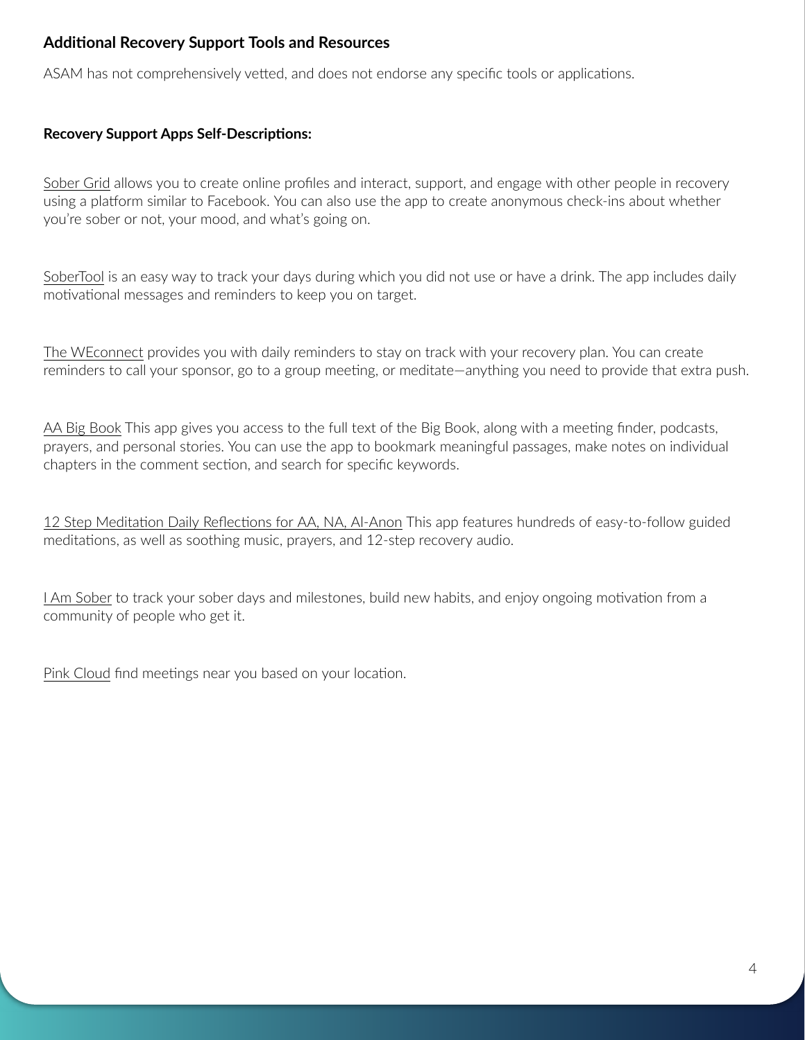## Additional Recovery Support Tools and Resources

ASAM has not comprehensively vetted, and does not endorse any specific tools or applications.

**Recovery Support Apps Self-Descriptions:**

Sober Grid allows you to create online profiles and interact, support, and engage with other people in recovery using a platform similar to Facebook. You can also use the app to create anonymous check-ins about whether you're sober or not, your mood, and what's going on.

SoberTool is an easy way to track your days during which you did not use or have a drink. The app includes daily motivational messages and reminders to keep you on target.

The WEconnect provides you with daily reminders to stay on track with your recovery plan. You can create reminders to call your sponsor, go to a group meeting, or meditate—anything you need to provide that extra push.

AA Big Book This app gives you access to the full text of the Big Book, along with a meeting finder, podcasts, prayers, and personal stories. You can use the app to bookmark meaningful passages, make notes on individual chapters in the comment section, and search for specific keywords.

12 Step Meditation Daily Reflections for AA, NA, Al-Anon This app features hundreds of easy-to-follow guided meditations, as well as soothing music, prayers, and 12-step recovery audio.

I Am Sober to track your sober days and milestones, build new habits, and enjoy ongoing motivation from a community of people who get it.

Pink Cloud find meetings near you based on your location.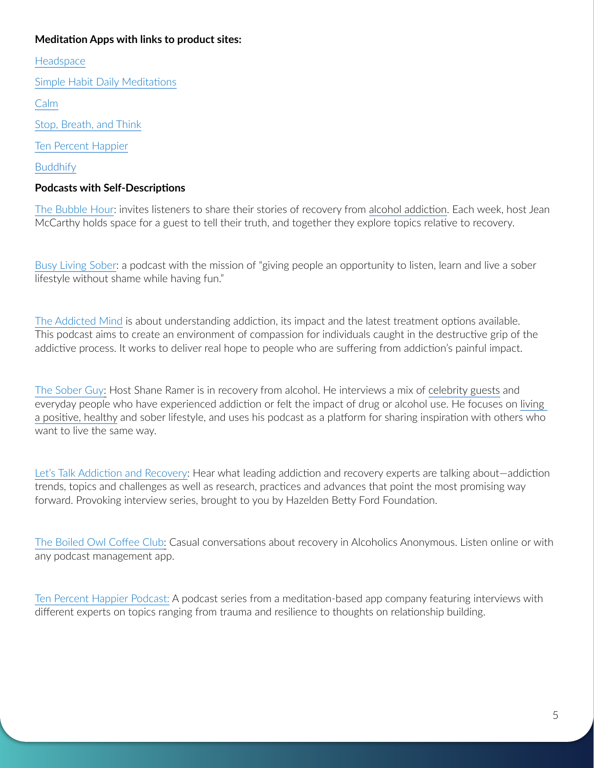**Meditation Apps with links to product sites:**

Headspace

Simple Habit Daily Meditations

Calm

Stop, Breath, and Think

Ten Percent Happier

Buddhify

**Podcasts with Self-Descriptions**

The Bubble Hour: invites listeners to share their stories of recovery from alcohol addiction. Each week, host Jean McCarthy holds space for a guest to tell their truth, and together they explore topics relative to recovery.

Busy Living Sober: a podcast with the mission of "giving people an opportunity to listen, learn and live a sober lifestyle without shame while having fun."

The Addicted Mind is about understanding addiction, its impact and the latest treatment options available. This podcast aims to create an environment of compassion for individuals caught in the destructive grip of the addictive process. It works to deliver real hope to people who are suffering from addiction's painful impact.

The Sober Guy: Host Shane Ramer is in recovery from alcohol. He interviews a mix of celebrity guests and everyday people who have experienced addiction or felt the impact of drug or alcohol use. He focuses on living a positive, healthy and sober lifestyle, and uses his podcast as a platform for sharing inspiration with others who want to live the same way.

Let's Talk Addiction and Recovery: Hear what leading addiction and recovery experts are talking about—addiction trends, topics and challenges as well as research, practices and advances that point the most promising way forward. Provoking interview series, brought to you by Hazelden Betty Ford Foundation.

The Boiled Owl Coffee Club: Casual conversations about recovery in Alcoholics Anonymous. Listen online or with any podcast management app.

Ten Percent Happier Podcast: A podcast series from a meditation-based app company featuring interviews with different experts on topics ranging from trauma and resilience to thoughts on relationship building.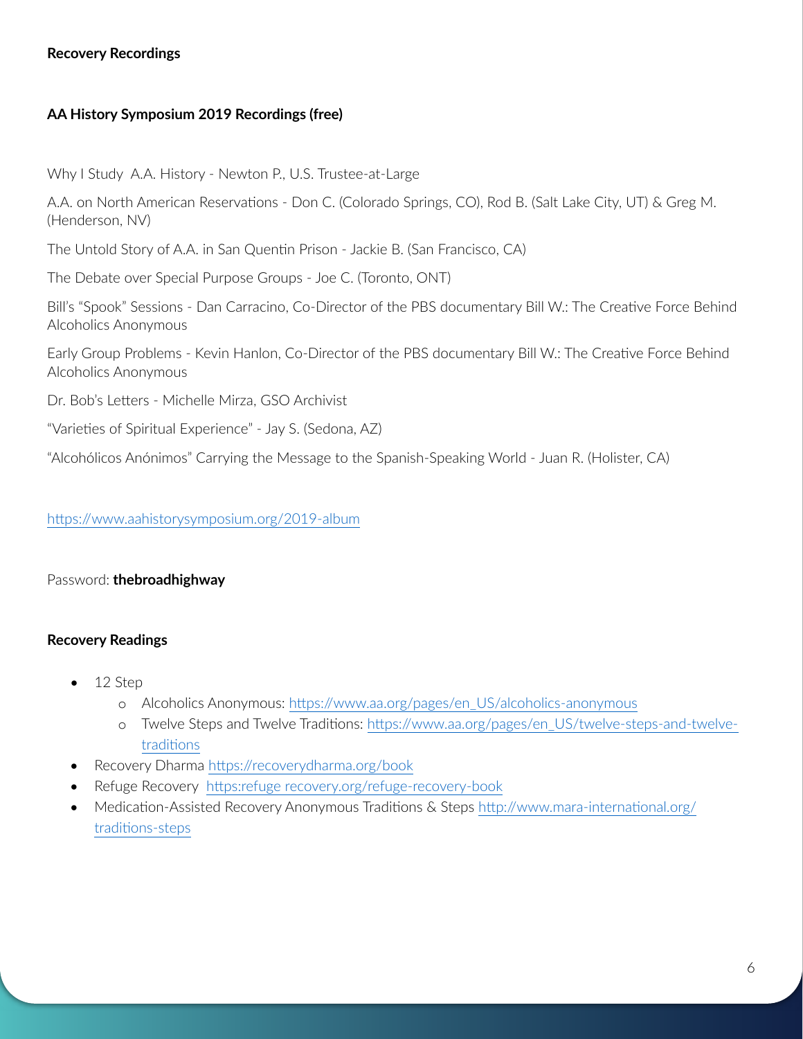## Recovery Recordings

### AA History Symposium 2019 Recordings (free)

Why I Study A.A. History - Newton P., U.S. Trustee-at-Large

A.A. on North American Reservations - Don C. (Colorado Springs, CO), Rod B. (Salt Lake City, UT) & Greg M. (Henderson, NV)

The Untold Story of A.A. in San Quentin Prison - Jackie B. (San Francisco, CA)

The Debate over Special Purpose Groups - Joe C. (Toronto, ONT)

Bill's "Spook" Sessions - Dan Carracino, Co-Director of the PBS documentary Bill W.: The Creative Force Behind Alcoholics Anonymous

Early Group Problems - Kevin Hanlon, Co-Director of the PBS documentary Bill W.: The Creative Force Behind Alcoholics Anonymous

Dr. Bob's Letters - Michelle Mirza, GSO Archivist

"Varieties of Spiritual Experience" - Jay S. (Sedona, AZ)

"Alcohólicos Anónimos" Carrying the Message to the Spanish-Speaking World - Juan R. (Holister, CA)

https://www.aahistorysymposium.org/2019-album

Password: **thebroadhighway**

## Recovery Readings

- 12 Step
  - Alcoholics Anonymous: https://www.aa.org/pages/en_US/alcoholics-anonymous
  - Twelve Steps and Twelve Traditions: https://www.aa.org/pages/en_US/twelve-steps-and-twelve-traditions
- Recovery Dharma https://recoverydharma.org/book
- Refuge Recovery https:refuge recovery.org/refuge-recovery-book
- Medication-Assisted Recovery Anonymous Traditions & Steps http://www.mara-international.org/traditions-steps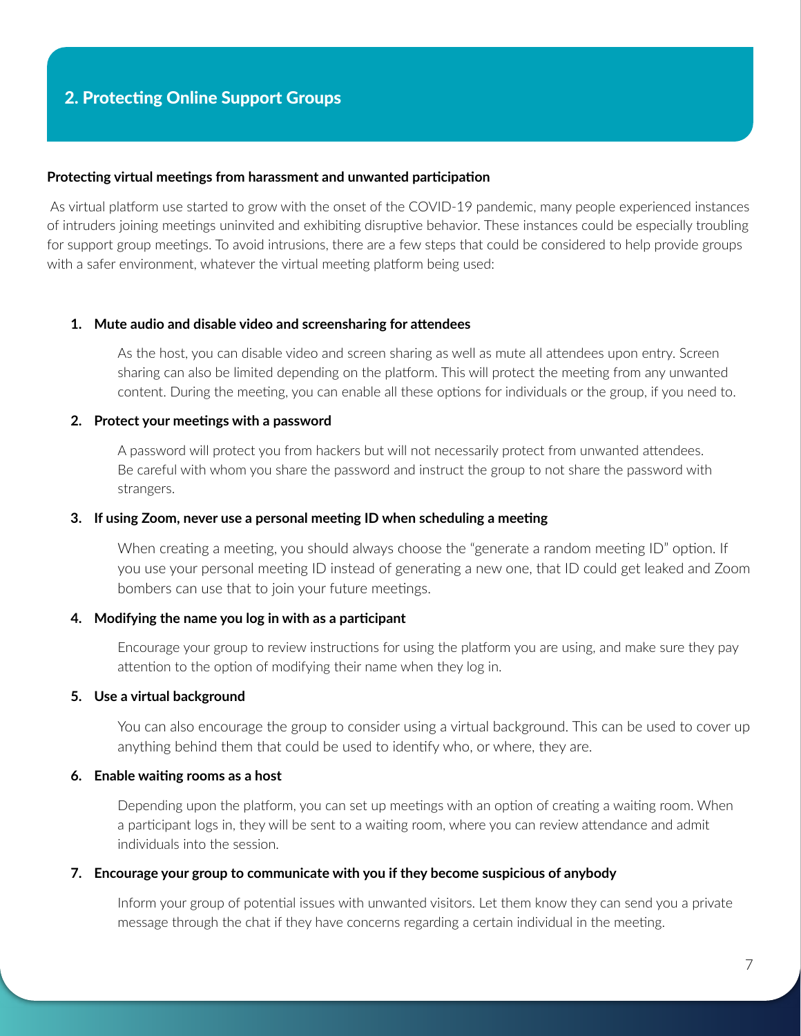## 2. Protecting Online Support Groups

**Protecting virtual meetings from harassment and unwanted participation**

As virtual platform use started to grow with the onset of the COVID-19 pandemic, many people experienced instances of intruders joining meetings uninvited and exhibiting disruptive behavior. These instances could be especially troubling for support group meetings. To avoid intrusions, there are a few steps that could be considered to help provide groups with a safer environment, whatever the virtual meeting platform being used:

1. **Mute audio and disable video and screensharing for attendees**

   As the host, you can disable video and screen sharing as well as mute all attendees upon entry. Screen sharing can also be limited depending on the platform. This will protect the meeting from any unwanted content. During the meeting, you can enable all these options for individuals or the group, if you need to.

2. **Protect your meetings with a password**

   A password will protect you from hackers but will not necessarily protect from unwanted attendees. Be careful with whom you share the password and instruct the group to not share the password with strangers.

3. **If using Zoom, never use a personal meeting ID when scheduling a meeting**

   When creating a meeting, you should always choose the "generate a random meeting ID" option. If you use your personal meeting ID instead of generating a new one, that ID could get leaked and Zoom bombers can use that to join your future meetings.

4. **Modifying the name you log in with as a participant**

   Encourage your group to review instructions for using the platform you are using, and make sure they pay attention to the option of modifying their name when they log in.

5. **Use a virtual background**

   You can also encourage the group to consider using a virtual background. This can be used to cover up anything behind them that could be used to identify who, or where, they are.

6. **Enable waiting rooms as a host**

   Depending upon the platform, you can set up meetings with an option of creating a waiting room. When a participant logs in, they will be sent to a waiting room, where you can review attendance and admit individuals into the session.

7. **Encourage your group to communicate with you if they become suspicious of anybody**

   Inform your group of potential issues with unwanted visitors. Let them know they can send you a private message through the chat if they have concerns regarding a certain individual in the meeting.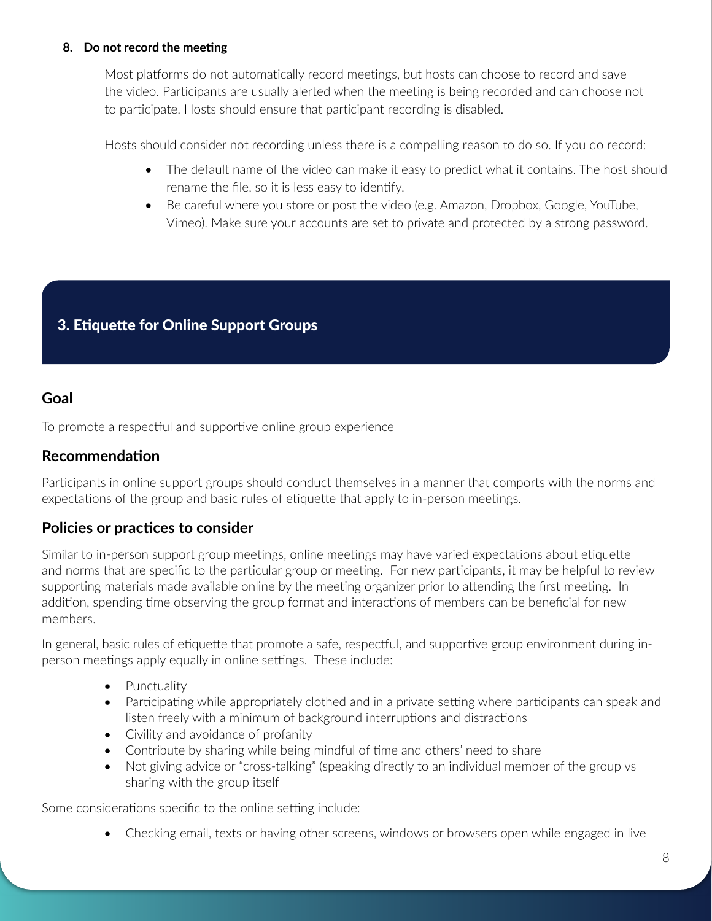**8. Do not record the meeting**

Most platforms do not automatically record meetings, but hosts can choose to record and save the video. Participants are usually alerted when the meeting is being recorded and can choose not to participate. Hosts should ensure that participant recording is disabled.

Hosts should consider not recording unless there is a compelling reason to do so. If you do record:

- The default name of the video can make it easy to predict what it contains. The host should rename the file, so it is less easy to identify.
- Be careful where you store or post the video (e.g. Amazon, Dropbox, Google, YouTube, Vimeo). Make sure your accounts are set to private and protected by a strong password.

## 3. Etiquette for Online Support Groups

### Goal

To promote a respectful and supportive online group experience

### Recommendation

Participants in online support groups should conduct themselves in a manner that comports with the norms and expectations of the group and basic rules of etiquette that apply to in-person meetings.

### Policies or practices to consider

Similar to in-person support group meetings, online meetings may have varied expectations about etiquette and norms that are specific to the particular group or meeting. For new participants, it may be helpful to review supporting materials made available online by the meeting organizer prior to attending the first meeting. In addition, spending time observing the group format and interactions of members can be beneficial for new members.

In general, basic rules of etiquette that promote a safe, respectful, and supportive group environment during in-person meetings apply equally in online settings. These include:

- Punctuality
- Participating while appropriately clothed and in a private setting where participants can speak and listen freely with a minimum of background interruptions and distractions
- Civility and avoidance of profanity
- Contribute by sharing while being mindful of time and others' need to share
- Not giving advice or "cross-talking" (speaking directly to an individual member of the group vs sharing with the group itself

Some considerations specific to the online setting include:

- Checking email, texts or having other screens, windows or browsers open while engaged in live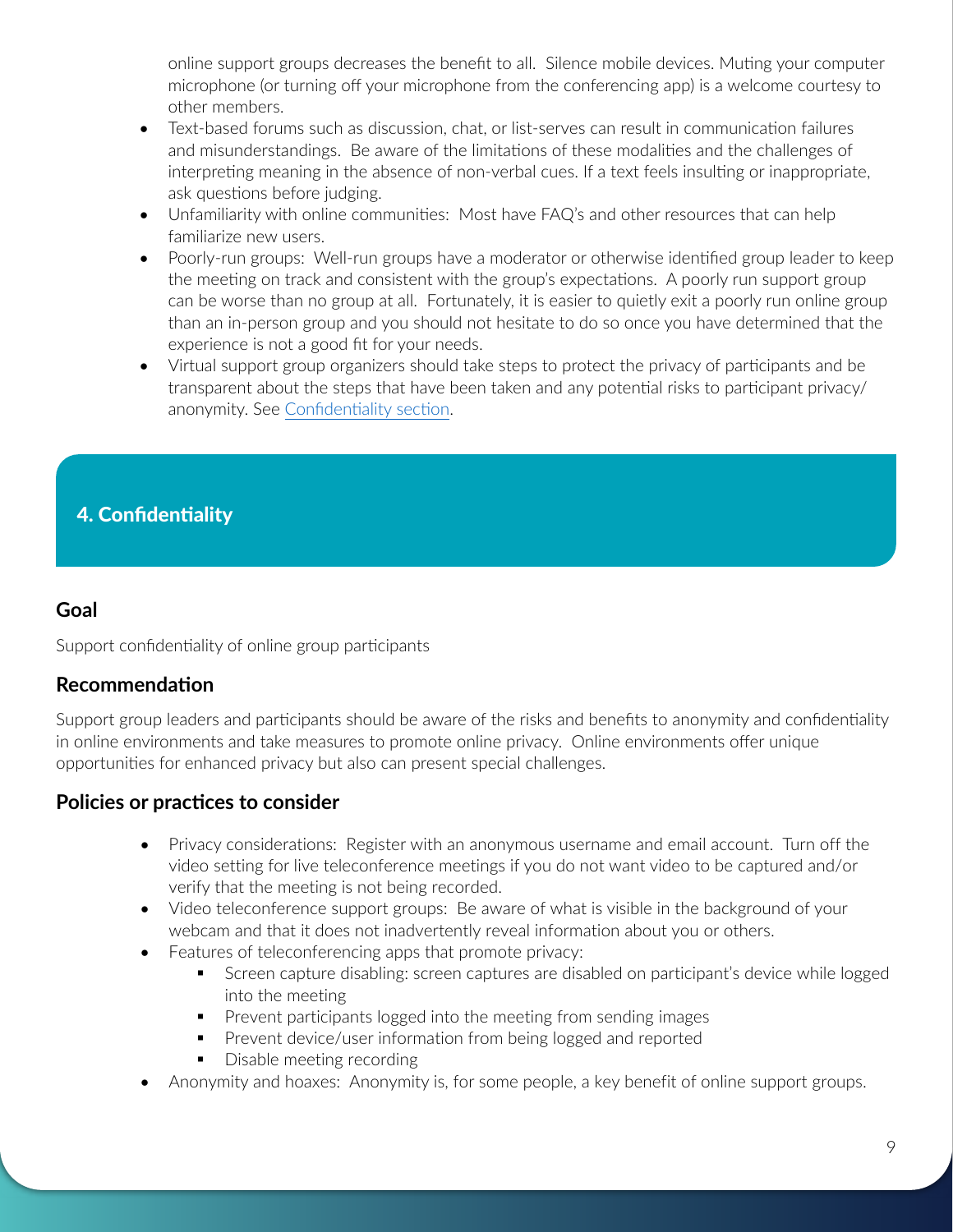online support groups decreases the benefit to all. Silence mobile devices. Muting your computer microphone (or turning off your microphone from the conferencing app) is a welcome courtesy to other members.

- Text-based forums such as discussion, chat, or list-serves can result in communication failures and misunderstandings. Be aware of the limitations of these modalities and the challenges of interpreting meaning in the absence of non-verbal cues. If a text feels insulting or inappropriate, ask questions before judging.
- Unfamiliarity with online communities: Most have FAQ's and other resources that can help familiarize new users.
- Poorly-run groups: Well-run groups have a moderator or otherwise identified group leader to keep the meeting on track and consistent with the group's expectations. A poorly run support group can be worse than no group at all. Fortunately, it is easier to quietly exit a poorly run online group than an in-person group and you should not hesitate to do so once you have determined that the experience is not a good fit for your needs.
- Virtual support group organizers should take steps to protect the privacy of participants and be transparent about the steps that have been taken and any potential risks to participant privacy/anonymity. See Confidentiality section.

## 4. Confidentiality

### Goal

Support confidentiality of online group participants

### Recommendation

Support group leaders and participants should be aware of the risks and benefits to anonymity and confidentiality in online environments and take measures to promote online privacy. Online environments offer unique opportunities for enhanced privacy but also can present special challenges.

### Policies or practices to consider

- Privacy considerations: Register with an anonymous username and email account. Turn off the video setting for live teleconference meetings if you do not want video to be captured and/or verify that the meeting is not being recorded.
- Video teleconference support groups: Be aware of what is visible in the background of your webcam and that it does not inadvertently reveal information about you or others.
- Features of teleconferencing apps that promote privacy:
  - Screen capture disabling: screen captures are disabled on participant's device while logged into the meeting
  - Prevent participants logged into the meeting from sending images
  - Prevent device/user information from being logged and reported
  - Disable meeting recording
- Anonymity and hoaxes: Anonymity is, for some people, a key benefit of online support groups.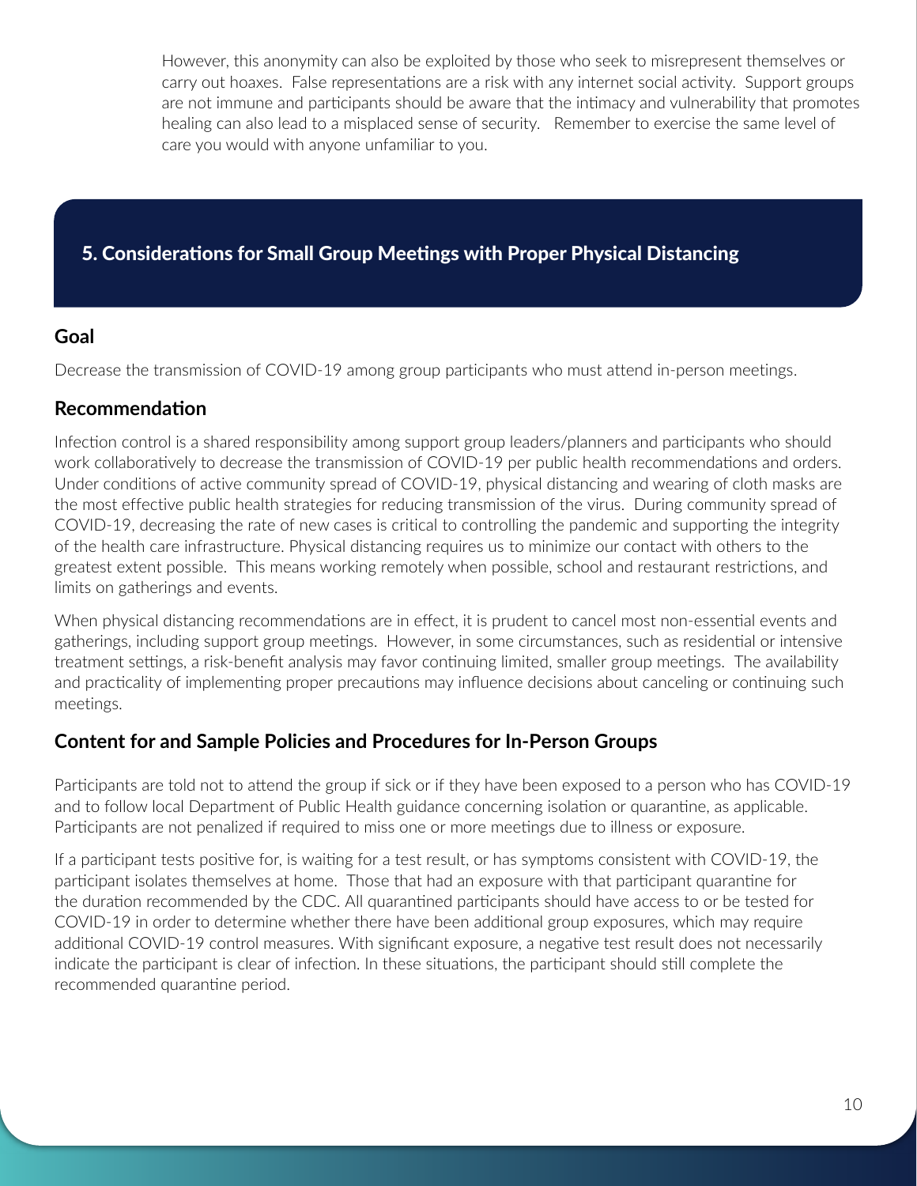However, this anonymity can also be exploited by those who seek to misrepresent themselves or carry out hoaxes. False representations are a risk with any internet social activity. Support groups are not immune and participants should be aware that the intimacy and vulnerability that promotes healing can also lead to a misplaced sense of security. Remember to exercise the same level of care you would with anyone unfamiliar to you.

## 5. Considerations for Small Group Meetings with Proper Physical Distancing

### Goal

Decrease the transmission of COVID-19 among group participants who must attend in-person meetings.

### Recommendation

Infection control is a shared responsibility among support group leaders/planners and participants who should work collaboratively to decrease the transmission of COVID-19 per public health recommendations and orders. Under conditions of active community spread of COVID-19, physical distancing and wearing of cloth masks are the most effective public health strategies for reducing transmission of the virus. During community spread of COVID-19, decreasing the rate of new cases is critical to controlling the pandemic and supporting the integrity of the health care infrastructure. Physical distancing requires us to minimize our contact with others to the greatest extent possible. This means working remotely when possible, school and restaurant restrictions, and limits on gatherings and events.

When physical distancing recommendations are in effect, it is prudent to cancel most non-essential events and gatherings, including support group meetings. However, in some circumstances, such as residential or intensive treatment settings, a risk-benefit analysis may favor continuing limited, smaller group meetings. The availability and practicality of implementing proper precautions may influence decisions about canceling or continuing such meetings.

### Content for and Sample Policies and Procedures for In-Person Groups

Participants are told not to attend the group if sick or if they have been exposed to a person who has COVID-19 and to follow local Department of Public Health guidance concerning isolation or quarantine, as applicable. Participants are not penalized if required to miss one or more meetings due to illness or exposure.

If a participant tests positive for, is waiting for a test result, or has symptoms consistent with COVID-19, the participant isolates themselves at home. Those that had an exposure with that participant quarantine for the duration recommended by the CDC. All quarantined participants should have access to or be tested for COVID-19 in order to determine whether there have been additional group exposures, which may require additional COVID-19 control measures. With significant exposure, a negative test result does not necessarily indicate the participant is clear of infection. In these situations, the participant should still complete the recommended quarantine period.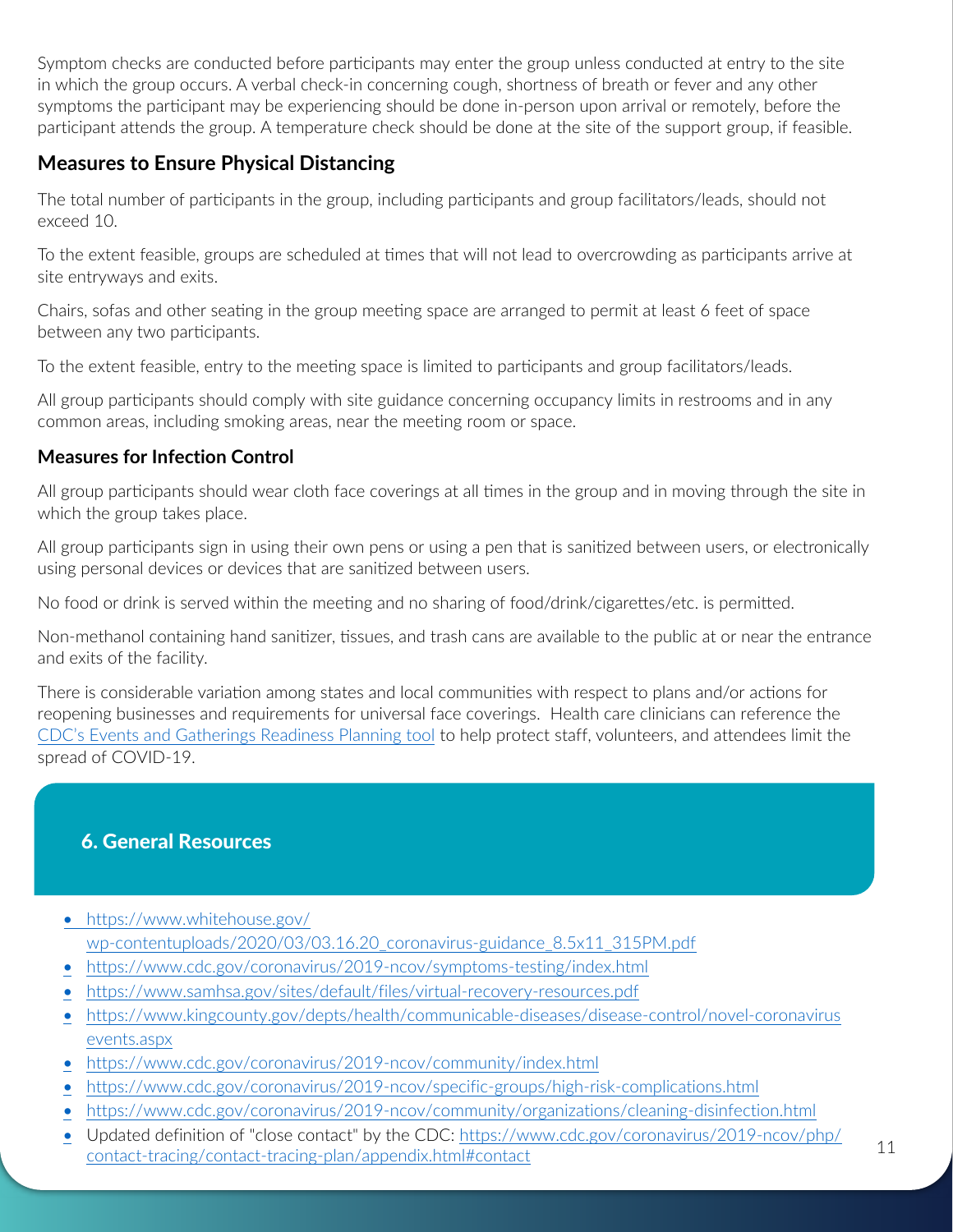Symptom checks are conducted before participants may enter the group unless conducted at entry to the site in which the group occurs. A verbal check-in concerning cough, shortness of breath or fever and any other symptoms the participant may be experiencing should be done in-person upon arrival or remotely, before the participant attends the group. A temperature check should be done at the site of the support group, if feasible.

### Measures to Ensure Physical Distancing

The total number of participants in the group, including participants and group facilitators/leads, should not exceed 10.

To the extent feasible, groups are scheduled at times that will not lead to overcrowding as participants arrive at site entryways and exits.

Chairs, sofas and other seating in the group meeting space are arranged to permit at least 6 feet of space between any two participants.

To the extent feasible, entry to the meeting space is limited to participants and group facilitators/leads.

All group participants should comply with site guidance concerning occupancy limits in restrooms and in any common areas, including smoking areas, near the meeting room or space.

### Measures for Infection Control

All group participants should wear cloth face coverings at all times in the group and in moving through the site in which the group takes place.

All group participants sign in using their own pens or using a pen that is sanitized between users, or electronically using personal devices or devices that are sanitized between users.

No food or drink is served within the meeting and no sharing of food/drink/cigarettes/etc. is permitted.

Non-methanol containing hand sanitizer, tissues, and trash cans are available to the public at or near the entrance and exits of the facility.

There is considerable variation among states and local communities with respect to plans and/or actions for reopening businesses and requirements for universal face coverings. Health care clinicians can reference the CDC's Events and Gatherings Readiness Planning tool to help protect staff, volunteers, and attendees limit the spread of COVID-19.

## 6. General Resources

- https://www.whitehouse.gov/wp-contentuploads/2020/03/03.16.20_coronavirus-guidance_8.5x11_315PM.pdf
- https://www.cdc.gov/coronavirus/2019-ncov/symptoms-testing/index.html
- https://www.samhsa.gov/sites/default/files/virtual-recovery-resources.pdf
- https://www.kingcounty.gov/depts/health/communicable-diseases/disease-control/novel-coronavirus events.aspx
- https://www.cdc.gov/coronavirus/2019-ncov/community/index.html
- https://www.cdc.gov/coronavirus/2019-ncov/specific-groups/high-risk-complications.html
- https://www.cdc.gov/coronavirus/2019-ncov/community/organizations/cleaning-disinfection.html
- Updated definition of "close contact" by the CDC: https://www.cdc.gov/coronavirus/2019-ncov/php/contact-tracing/contact-tracing-plan/appendix.html#contact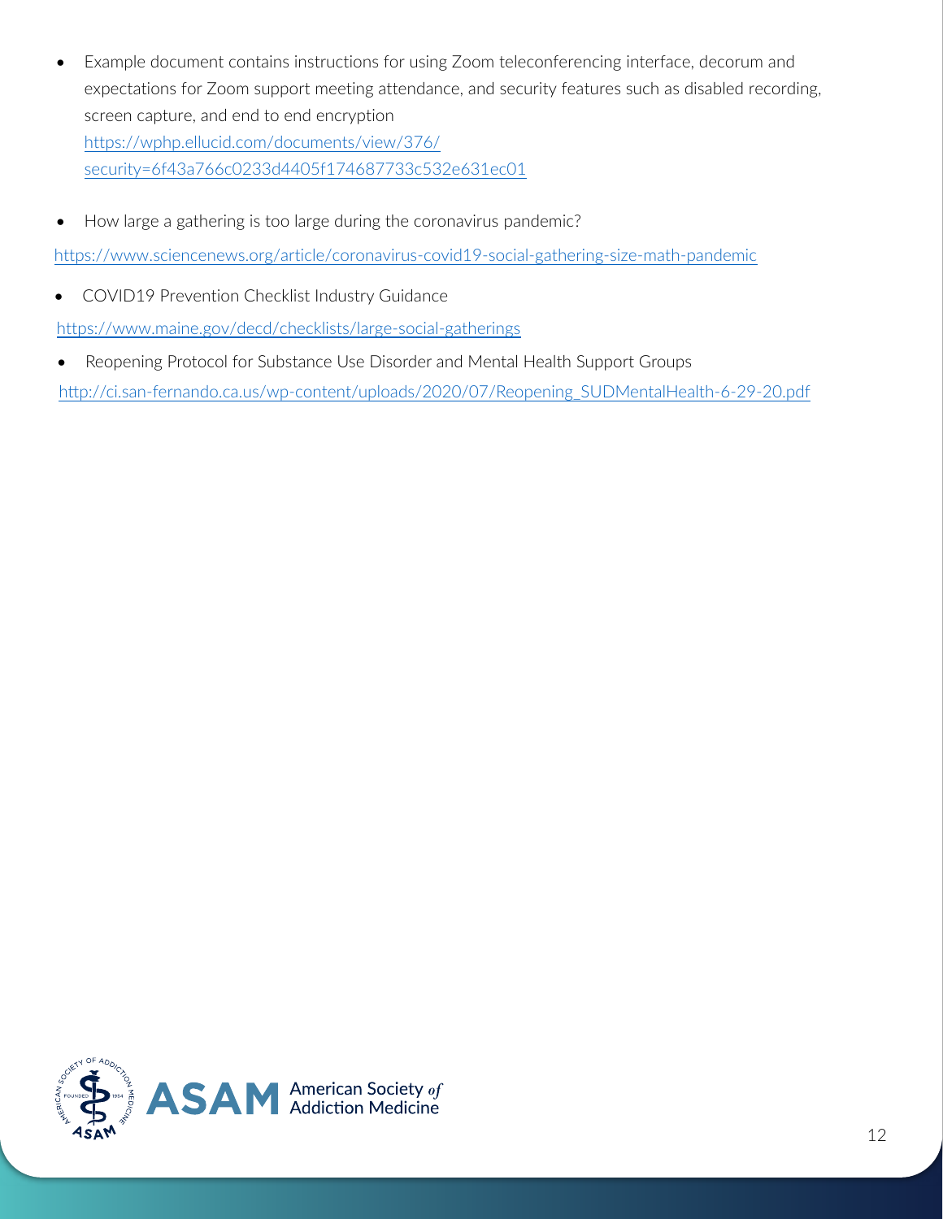- Example document contains instructions for using Zoom teleconferencing interface, decorum and expectations for Zoom support meeting attendance, and security features such as disabled recording, screen capture, and end to end encryption https://wphp.ellucid.com/documents/view/376/security=6f43a766c0233d4405f174687733c532e631ec01

- How large a gathering is too large during the coronavirus pandemic?

https://www.sciencenews.org/article/coronavirus-covid19-social-gathering-size-math-pandemic

- COVID19 Prevention Checklist Industry Guidance

https://www.maine.gov/decd/checklists/large-social-gatherings

- Reopening Protocol for Substance Use Disorder and Mental Health Support Groups

http://ci.san-fernando.ca.us/wp-content/uploads/2020/07/Reopening_SUDMentalHealth-6-29-20.pdf